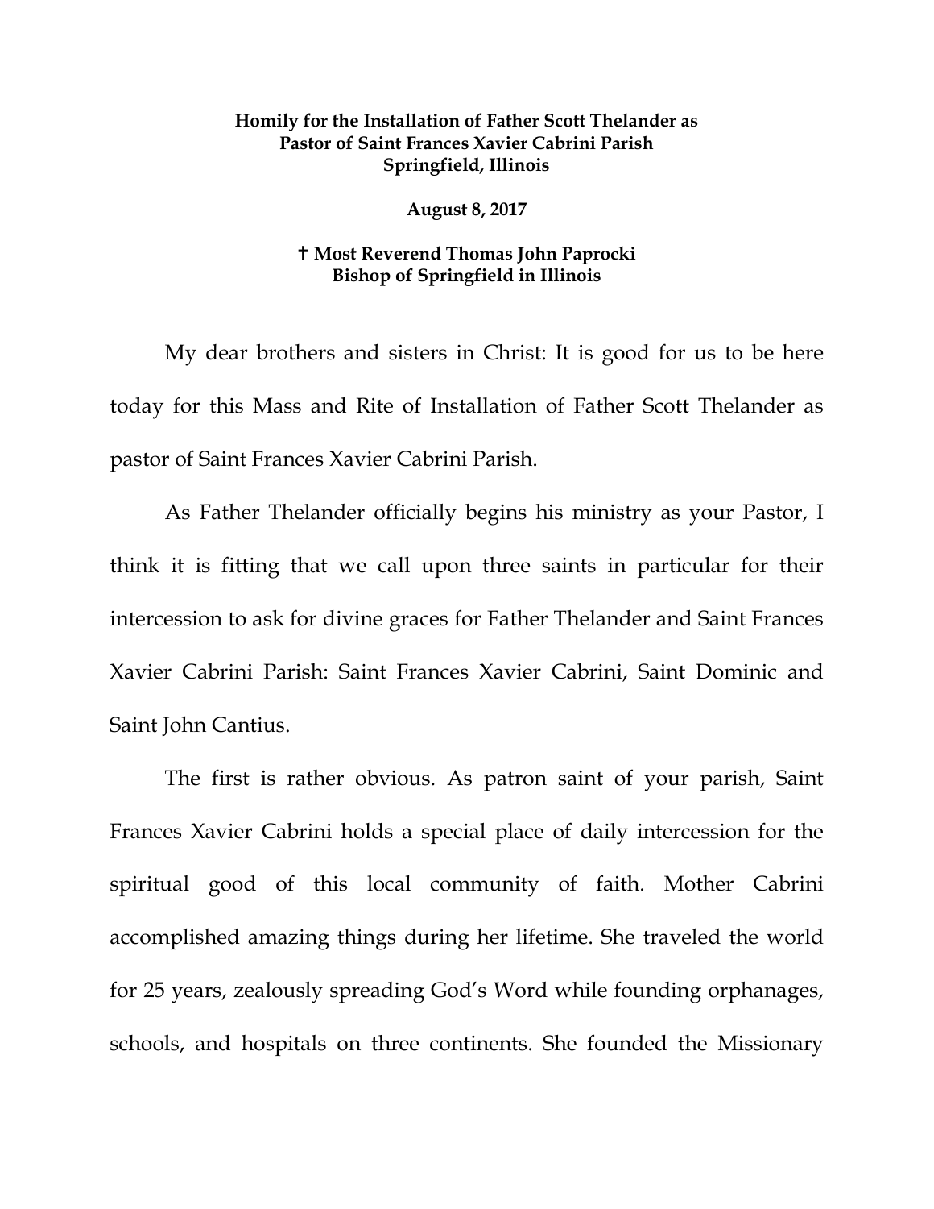**Homily for the Installation of Father Scott Thelander as Pastor of Saint Frances Xavier Cabrini Parish Springfield, Illinois**

**August 8, 2017**

**✝ Most Reverend Thomas John Paprocki Bishop of Springfield in Illinois**

My dear brothers and sisters in Christ: It is good for us to be here today for this Mass and Rite of Installation of Father Scott Thelander as pastor of Saint Frances Xavier Cabrini Parish.

As Father Thelander officially begins his ministry as your Pastor, I think it is fitting that we call upon three saints in particular for their intercession to ask for divine graces for Father Thelander and Saint Frances Xavier Cabrini Parish: Saint Frances Xavier Cabrini, Saint Dominic and Saint John Cantius.

The first is rather obvious. As patron saint of your parish, Saint Frances Xavier Cabrini holds a special place of daily intercession for the spiritual good of this local community of faith. Mother Cabrini accomplished amazing things during her lifetime. She traveled the world for 25 years, zealously spreading God's Word while founding orphanages, schools, and hospitals on three continents. She founded the Missionary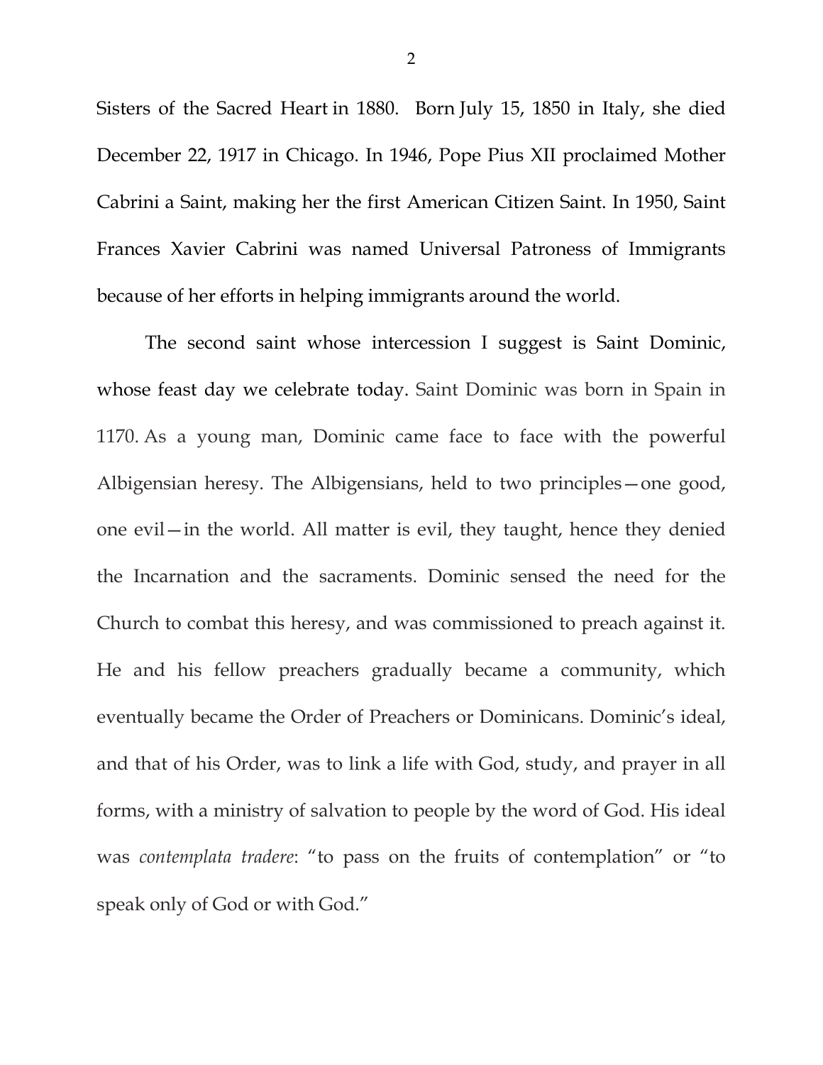Sisters of the Sacred Heart in 1880. Born July 15, 1850 in Italy, she died December 22, 1917 in Chicago. In 1946, Pope Pius XII proclaimed Mother Cabrini a Saint, making her the first American Citizen Saint. In 1950, Saint Frances Xavier Cabrini was named Universal Patroness of Immigrants because of her efforts in helping immigrants around the world.

The second saint whose intercession I suggest is Saint Dominic, whose feast day we celebrate today. Saint Dominic was born in Spain in 1170. As a young man, Dominic came face to face with the powerful Albigensian heresy. The Albigensians, held to two principles—one good, one evil—in the world. All matter is evil, they taught, hence they denied the Incarnation and the sacraments. Dominic sensed the need for the Church to combat this heresy, and was commissioned to preach against it. He and his fellow preachers gradually became a community, which eventually became the Order of Preachers or Dominicans. Dominic's ideal, and that of his Order, was to link a life with God, study, and prayer in all forms, with a ministry of salvation to people by the word of God. His ideal was *contemplata tradere*: "to pass on the fruits of contemplation" or "to speak only of God or with God."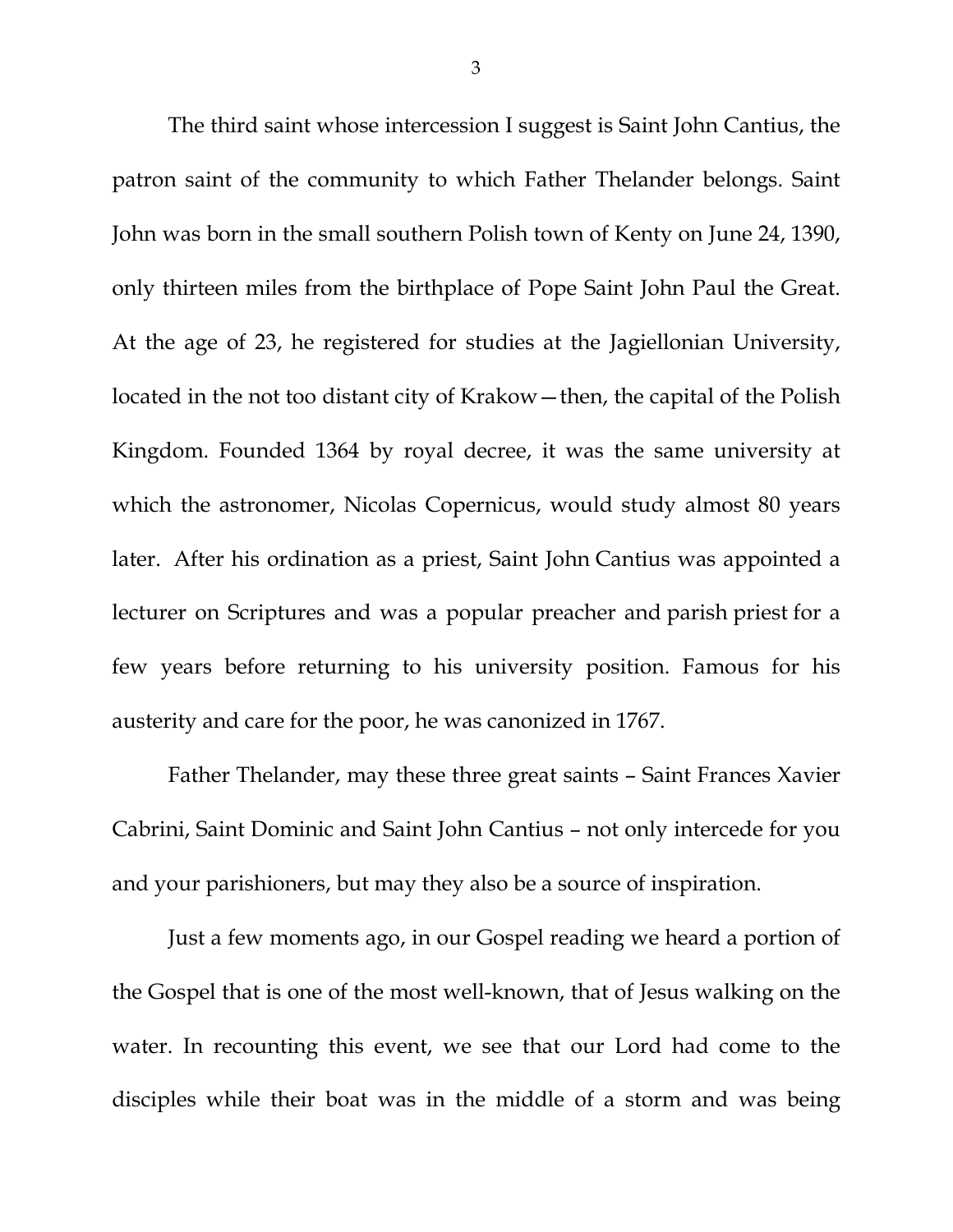The third saint whose intercession I suggest is Saint John Cantius, the patron saint of the community to which Father Thelander belongs. Saint John was born in the small southern Polish town of Kenty on June 24, 1390, only thirteen miles from the birthplace of Pope Saint John Paul the Great. At the age of 23, he registered for studies at the Jagiellonian University, located in the not too distant city of Krakow—then, the capital of the Polish Kingdom. Founded 1364 by royal decree, it was the same university at which the astronomer, Nicolas Copernicus, would study almost 80 years later. After his ordination as a priest, Saint John Cantius was appointed a lecturer on Scriptures and was a popular preacher and parish priest for a few years before returning to his university position. Famous for his austerity and care for the poor, he was canonized in 1767.

Father Thelander, may these three great saints – Saint Frances Xavier Cabrini, Saint Dominic and Saint John Cantius – not only intercede for you and your parishioners, but may they also be a source of inspiration.

Just a few moments ago, in our Gospel reading we heard a portion of the Gospel that is one of the most well-known, that of Jesus walking on the water. In recounting this event, we see that our Lord had come to the disciples while their boat was in the middle of a storm and was being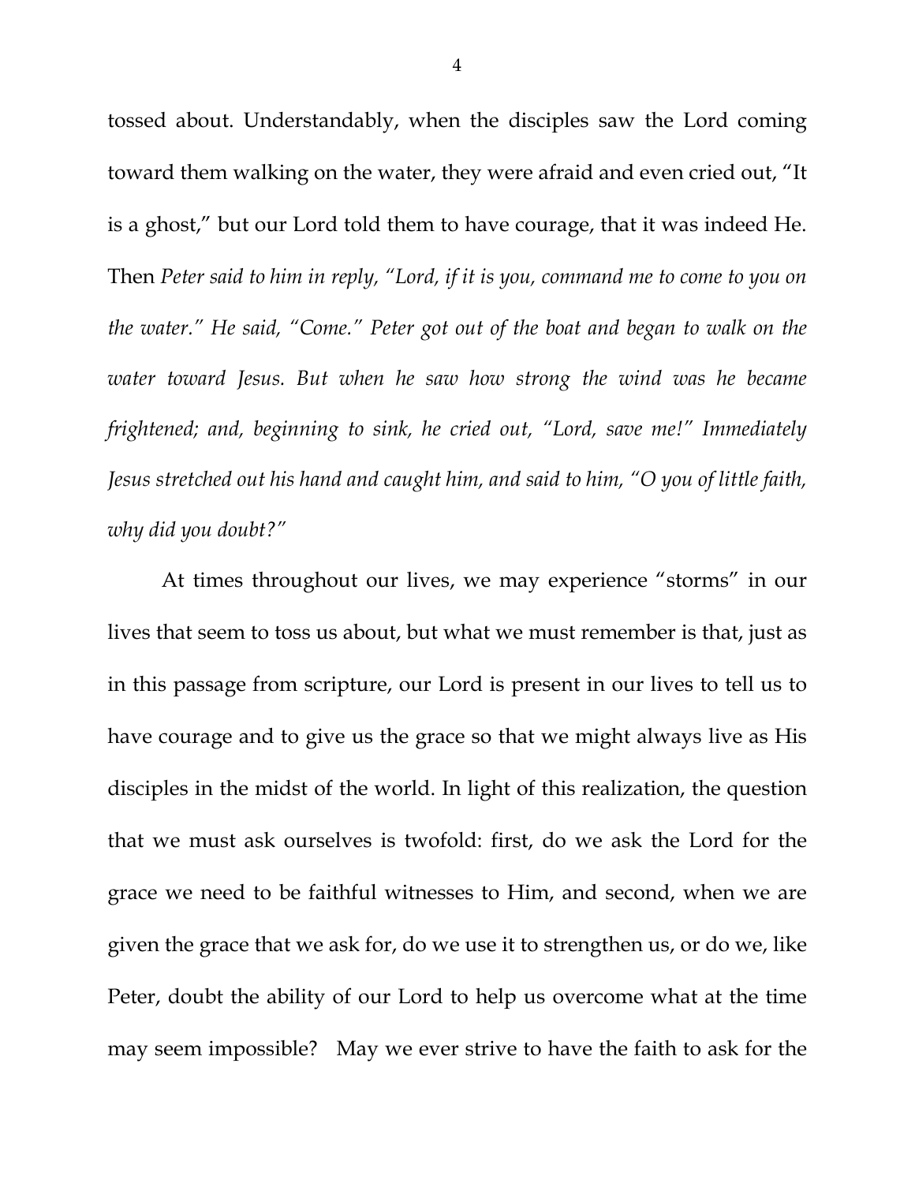tossed about. Understandably, when the disciples saw the Lord coming toward them walking on the water, they were afraid and even cried out, "It is a ghost," but our Lord told them to have courage, that it was indeed He. Then *Peter said to him in reply, "Lord, if it is you, command me to come to you on the water." He said, "Come." Peter got out of the boat and began to walk on the water toward Jesus. But when he saw how strong the wind was he became frightened; and, beginning to sink, he cried out, "Lord, save me!" Immediately Jesus stretched out his hand and caught him, and said to him, "O you of little faith, why did you doubt?"*

At times throughout our lives, we may experience "storms" in our lives that seem to toss us about, but what we must remember is that, just as in this passage from scripture, our Lord is present in our lives to tell us to have courage and to give us the grace so that we might always live as His disciples in the midst of the world. In light of this realization, the question that we must ask ourselves is twofold: first, do we ask the Lord for the grace we need to be faithful witnesses to Him, and second, when we are given the grace that we ask for, do we use it to strengthen us, or do we, like Peter, doubt the ability of our Lord to help us overcome what at the time may seem impossible? May we ever strive to have the faith to ask for the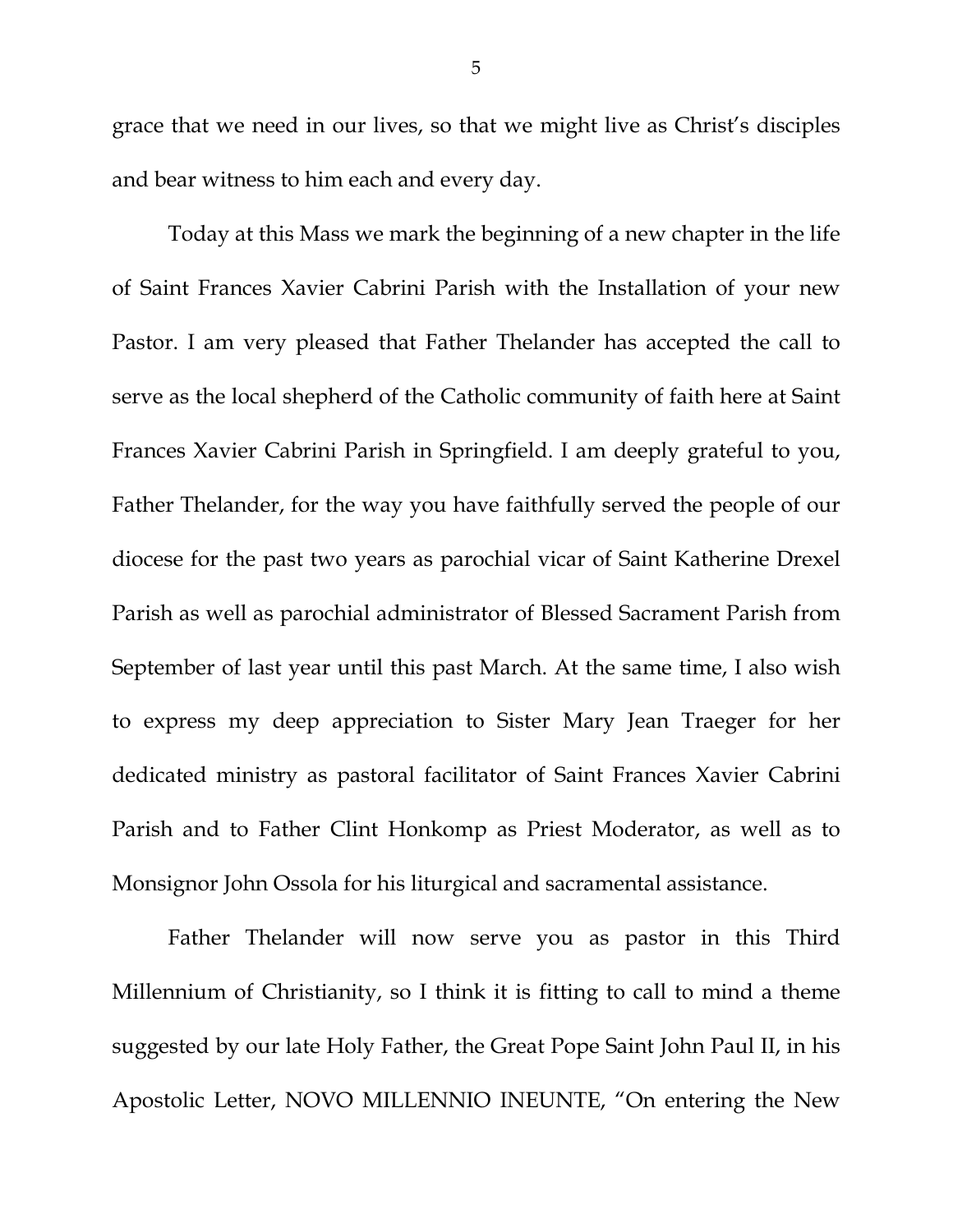grace that we need in our lives, so that we might live as Christ's disciples and bear witness to him each and every day.

Today at this Mass we mark the beginning of a new chapter in the life of Saint Frances Xavier Cabrini Parish with the Installation of your new Pastor. I am very pleased that Father Thelander has accepted the call to serve as the local shepherd of the Catholic community of faith here at Saint Frances Xavier Cabrini Parish in Springfield. I am deeply grateful to you, Father Thelander, for the way you have faithfully served the people of our diocese for the past two years as parochial vicar of Saint Katherine Drexel Parish as well as parochial administrator of Blessed Sacrament Parish from September of last year until this past March. At the same time, I also wish to express my deep appreciation to Sister Mary Jean Traeger for her dedicated ministry as pastoral facilitator of Saint Frances Xavier Cabrini Parish and to Father Clint Honkomp as Priest Moderator, as well as to Monsignor John Ossola for his liturgical and sacramental assistance.

Father Thelander will now serve you as pastor in this Third Millennium of Christianity, so I think it is fitting to call to mind a theme suggested by our late Holy Father, the Great Pope Saint John Paul II, in his Apostolic Letter, NOVO MILLENNIO INEUNTE, "On entering the New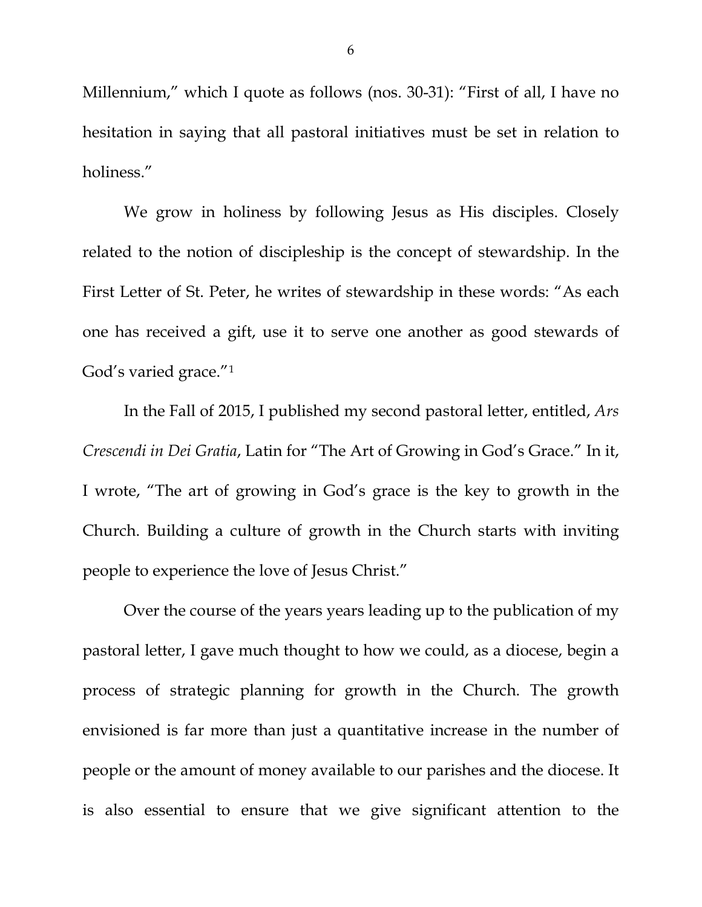Millennium," which I quote as follows (nos. 30-31): "First of all, I have no hesitation in saying that all pastoral initiatives must be set in relation to holiness."

We grow in holiness by following Jesus as His disciples. Closely related to the notion of discipleship is the concept of stewardship. In the First Letter of St. Peter, he writes of stewardship in these words: "As each one has received a gift, use it to serve one another as good stewards of God's varied grace."[1]

In the Fall of 2015, I published my second pastoral letter, entitled, *Ars Crescendi in Dei Gratia*, Latin for "The Art of Growing in God's Grace." In it, I wrote, "The art of growing in God's grace is the key to growth in the Church. Building a culture of growth in the Church starts with inviting people to experience the love of Jesus Christ."

Over the course of the years years leading up to the publication of my pastoral letter, I gave much thought to how we could, as a diocese, begin a process of strategic planning for growth in the Church. The growth envisioned is far more than just a quantitative increase in the number of people or the amount of money available to our parishes and the diocese. It is also essential to ensure that we give significant attention to the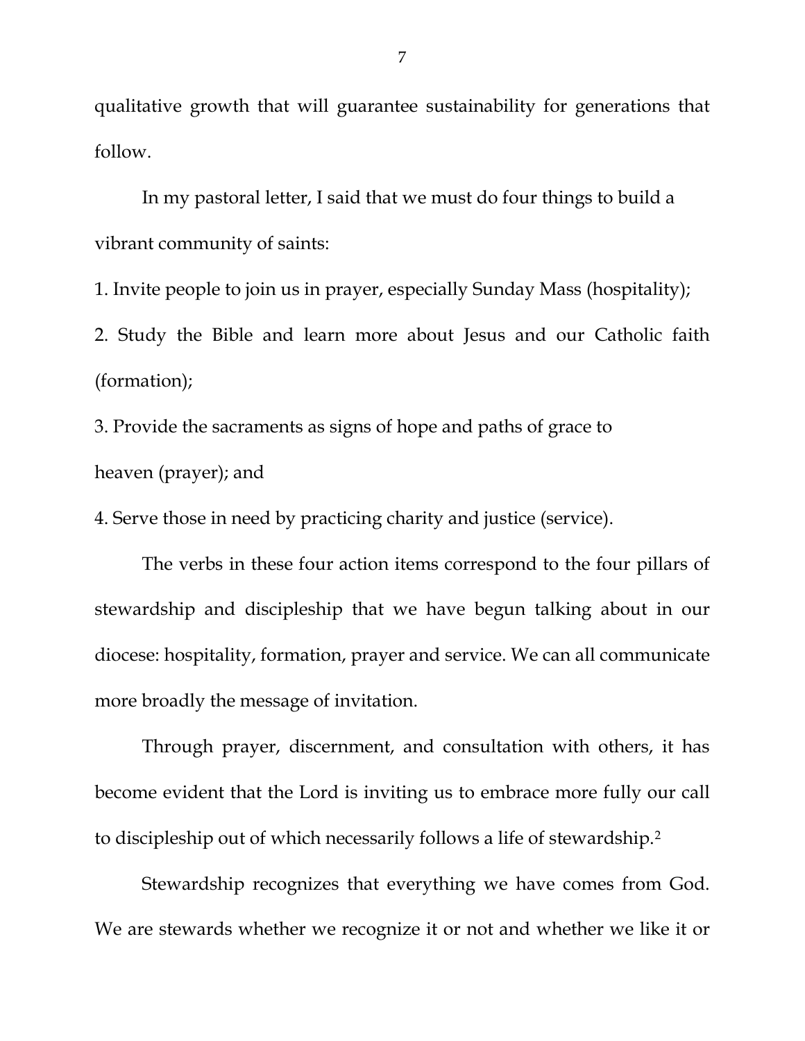qualitative growth that will guarantee sustainability for generations that follow.

In my pastoral letter, I said that we must do four things to build a vibrant community of saints:

1. Invite people to join us in prayer, especially Sunday Mass (hospitality);
2. Study the Bible and learn more about Jesus and our Catholic faith (formation);
3. Provide the sacraments as signs of hope and paths of grace to heaven (prayer); and
4. Serve those in need by practicing charity and justice (service).

The verbs in these four action items correspond to the four pillars of stewardship and discipleship that we have begun talking about in our diocese: hospitality, formation, prayer and service. We can all communicate more broadly the message of invitation.

Through prayer, discernment, and consultation with others, it has become evident that the Lord is inviting us to embrace more fully our call to discipleship out of which necessarily follows a life of stewardship.[2]

Stewardship recognizes that everything we have comes from God. We are stewards whether we recognize it or not and whether we like it or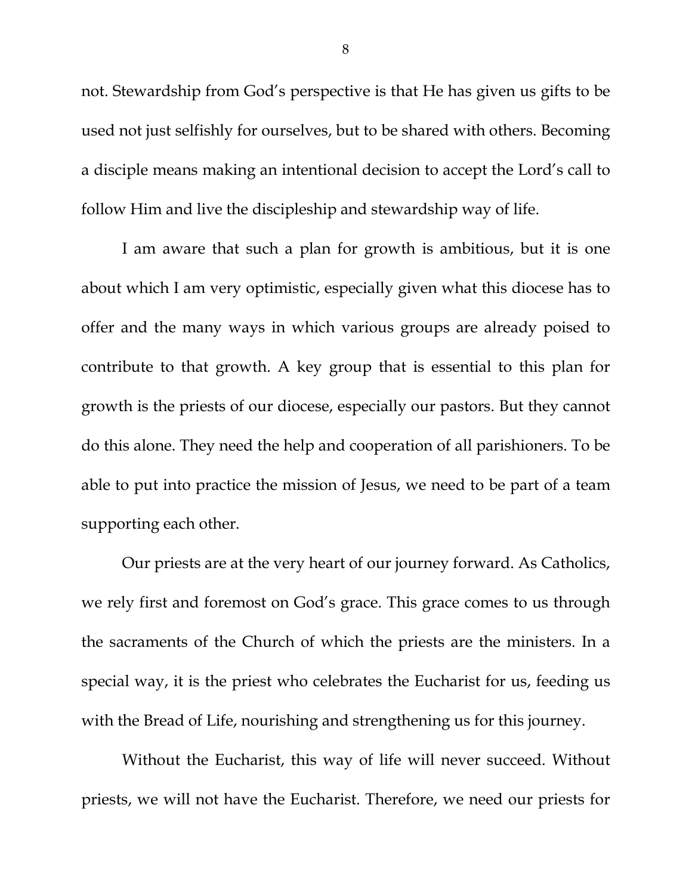not. Stewardship from God's perspective is that He has given us gifts to be used not just selfishly for ourselves, but to be shared with others. Becoming a disciple means making an intentional decision to accept the Lord's call to follow Him and live the discipleship and stewardship way of life.

I am aware that such a plan for growth is ambitious, but it is one about which I am very optimistic, especially given what this diocese has to offer and the many ways in which various groups are already poised to contribute to that growth. A key group that is essential to this plan for growth is the priests of our diocese, especially our pastors. But they cannot do this alone. They need the help and cooperation of all parishioners. To be able to put into practice the mission of Jesus, we need to be part of a team supporting each other.

Our priests are at the very heart of our journey forward. As Catholics, we rely first and foremost on God's grace. This grace comes to us through the sacraments of the Church of which the priests are the ministers. In a special way, it is the priest who celebrates the Eucharist for us, feeding us with the Bread of Life, nourishing and strengthening us for this journey.

Without the Eucharist, this way of life will never succeed. Without priests, we will not have the Eucharist. Therefore, we need our priests for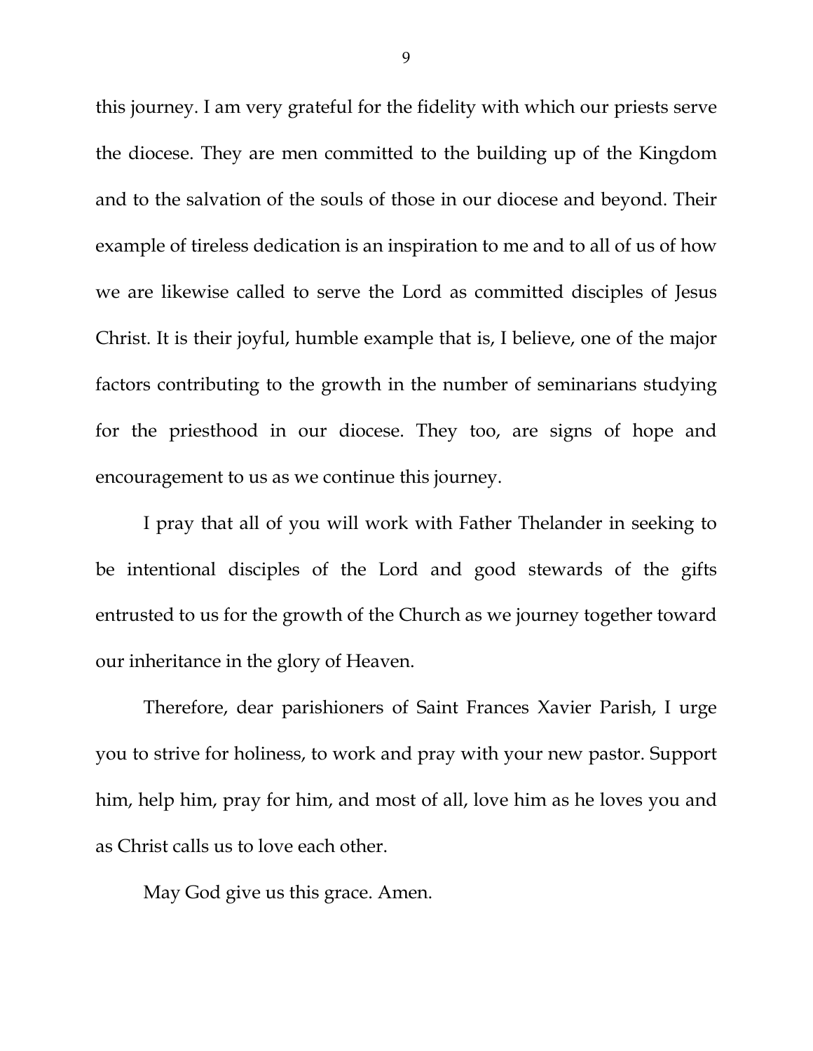this journey. I am very grateful for the fidelity with which our priests serve the diocese. They are men committed to the building up of the Kingdom and to the salvation of the souls of those in our diocese and beyond. Their example of tireless dedication is an inspiration to me and to all of us of how we are likewise called to serve the Lord as committed disciples of Jesus Christ. It is their joyful, humble example that is, I believe, one of the major factors contributing to the growth in the number of seminarians studying for the priesthood in our diocese. They too, are signs of hope and encouragement to us as we continue this journey.

I pray that all of you will work with Father Thelander in seeking to be intentional disciples of the Lord and good stewards of the gifts entrusted to us for the growth of the Church as we journey together toward our inheritance in the glory of Heaven.

Therefore, dear parishioners of Saint Frances Xavier Parish, I urge you to strive for holiness, to work and pray with your new pastor. Support him, help him, pray for him, and most of all, love him as he loves you and as Christ calls us to love each other.

May God give us this grace. Amen.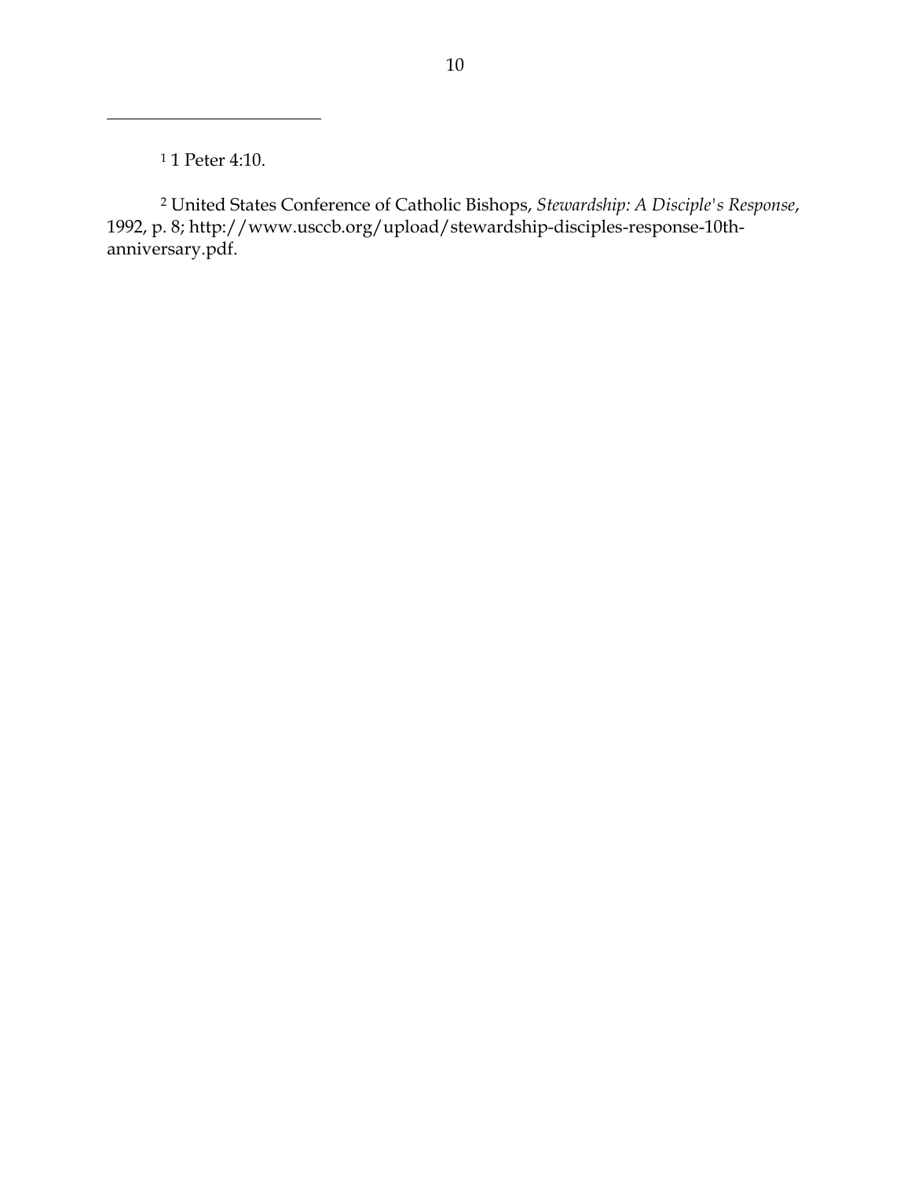[1] 1 Peter 4:10.

[2] United States Conference of Catholic Bishops, *Stewardship: A Disciple's Response*, 1992, p. 8; http://www.usccb.org/upload/stewardship-disciples-response-10th-anniversary.pdf.